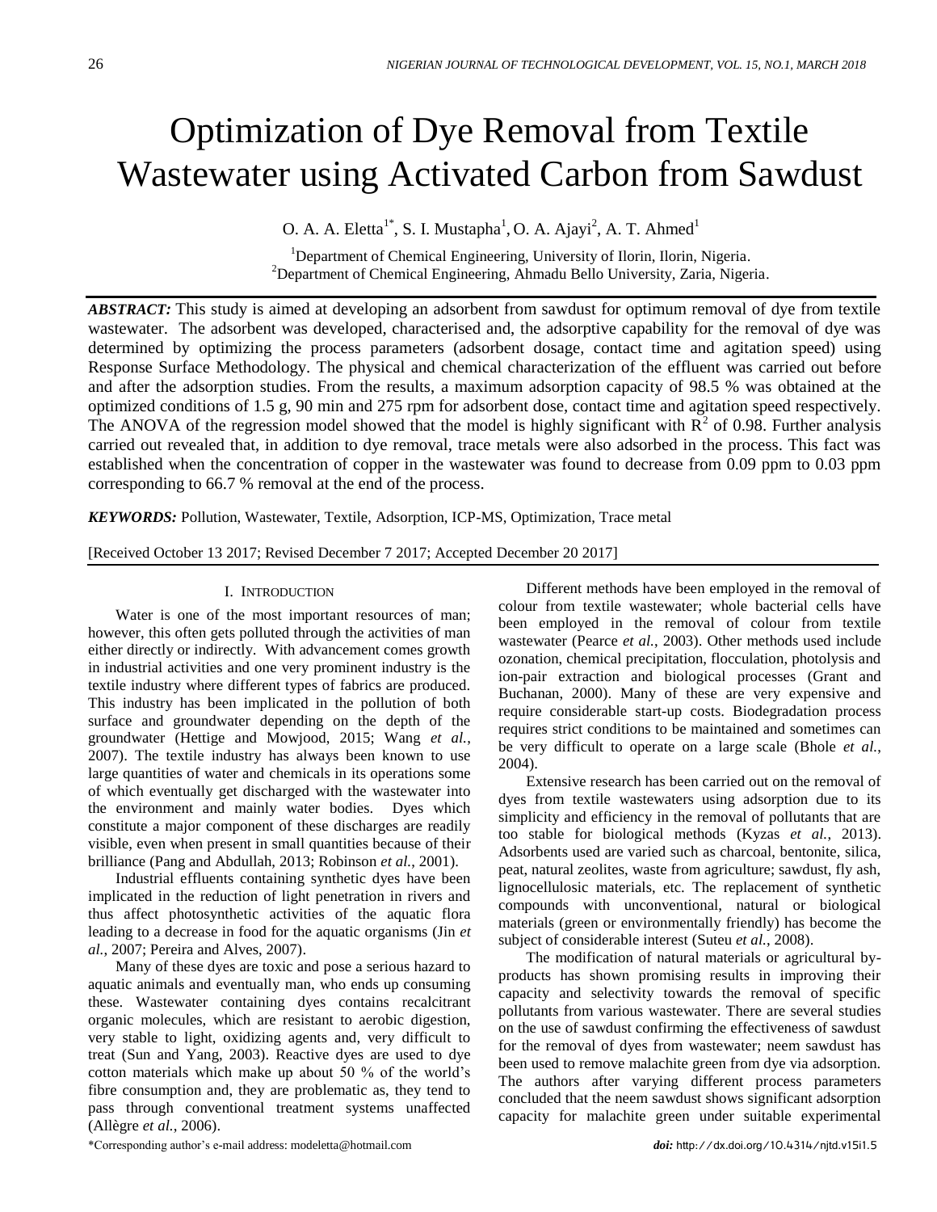# Optimization of Dye Removal from Textile Wastewater using Activated Carbon from Sawdust

O. A. A. Eletta[1*], S. I. Mustapha[1], O. A. Ajayi[2], A. T. Ahmed[1]

[1]Department of Chemical Engineering, University of Ilorin, Ilorin, Nigeria.
[2]Department of Chemical Engineering, Ahmadu Bello University, Zaria, Nigeria.

***ABSTRACT:*** This study is aimed at developing an adsorbent from sawdust for optimum removal of dye from textile wastewater. The adsorbent was developed, characterised and, the adsorptive capability for the removal of dye was determined by optimizing the process parameters (adsorbent dosage, contact time and agitation speed) using Response Surface Methodology. The physical and chemical characterization of the effluent was carried out before and after the adsorption studies. From the results, a maximum adsorption capacity of 98.5 % was obtained at the optimized conditions of 1.5 g, 90 min and 275 rpm for adsorbent dose, contact time and agitation speed respectively. The ANOVA of the regression model showed that the model is highly significant with $R^2$ of 0.98. Further analysis carried out revealed that, in addition to dye removal, trace metals were also adsorbed in the process. This fact was established when the concentration of copper in the wastewater was found to decrease from 0.09 ppm to 0.03 ppm corresponding to 66.7 % removal at the end of the process.

***KEYWORDS:*** Pollution, Wastewater, Textile, Adsorption, ICP-MS, Optimization, Trace metal

[Received October 13 2017; Revised December 7 2017; Accepted December 20 2017]

## I. Introduction

Water is one of the most important resources of man; however, this often gets polluted through the activities of man either directly or indirectly. With advancement comes growth in industrial activities and one very prominent industry is the textile industry where different types of fabrics are produced. This industry has been implicated in the pollution of both surface and groundwater depending on the depth of the groundwater (Hettige and Mowjood, 2015; Wang *et al.*, 2007). The textile industry has always been known to use large quantities of water and chemicals in its operations some of which eventually get discharged with the wastewater into the environment and mainly water bodies. Dyes which constitute a major component of these discharges are readily visible, even when present in small quantities because of their brilliance (Pang and Abdullah, 2013; Robinson *et al.*, 2001).

Industrial effluents containing synthetic dyes have been implicated in the reduction of light penetration in rivers and thus affect photosynthetic activities of the aquatic flora leading to a decrease in food for the aquatic organisms (Jin *et al.*, 2007; Pereira and Alves, 2007).

Many of these dyes are toxic and pose a serious hazard to aquatic animals and eventually man, who ends up consuming these. Wastewater containing dyes contains recalcitrant organic molecules, which are resistant to aerobic digestion, very stable to light, oxidizing agents and, very difficult to treat (Sun and Yang, 2003). Reactive dyes are used to dye cotton materials which make up about 50 % of the world's fibre consumption and, they are problematic as, they tend to pass through conventional treatment systems unaffected (Allègre *et al.*, 2006).

Different methods have been employed in the removal of colour from textile wastewater; whole bacterial cells have been employed in the removal of colour from textile wastewater (Pearce *et al.*, 2003). Other methods used include ozonation, chemical precipitation, flocculation, photolysis and ion-pair extraction and biological processes (Grant and Buchanan, 2000). Many of these are very expensive and require considerable start-up costs. Biodegradation process requires strict conditions to be maintained and sometimes can be very difficult to operate on a large scale (Bhole *et al.*, 2004).

Extensive research has been carried out on the removal of dyes from textile wastewaters using adsorption due to its simplicity and efficiency in the removal of pollutants that are too stable for biological methods (Kyzas *et al.*, 2013). Adsorbents used are varied such as charcoal, bentonite, silica, peat, natural zeolites, waste from agriculture; sawdust, fly ash, lignocellulosic materials, etc. The replacement of synthetic compounds with unconventional, natural or biological materials (green or environmentally friendly) has become the subject of considerable interest (Suteu *et al.*, 2008).

The modification of natural materials or agricultural by-products has shown promising results in improving their capacity and selectivity towards the removal of specific pollutants from various wastewater. There are several studies on the use of sawdust confirming the effectiveness of sawdust for the removal of dyes from wastewater; neem sawdust has been used to remove malachite green from dye via adsorption. The authors after varying different process parameters concluded that the neem sawdust shows significant adsorption capacity for malachite green under suitable experimental

*Corresponding author's e-mail address: modeletta@hotmail.com

*doi:* http://dx.doi.org/10.4314/njtd.v15i1.5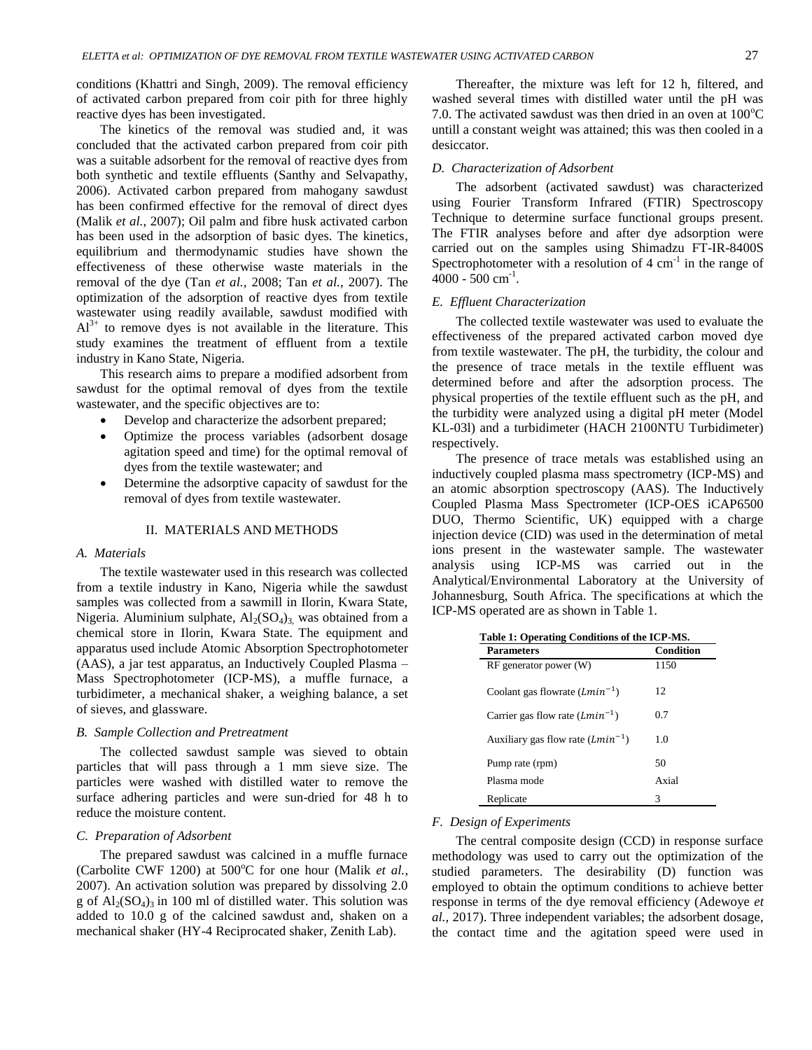conditions (Khattri and Singh, 2009). The removal efficiency of activated carbon prepared from coir pith for three highly reactive dyes has been investigated.

The kinetics of the removal was studied and, it was concluded that the activated carbon prepared from coir pith was a suitable adsorbent for the removal of reactive dyes from both synthetic and textile effluents (Santhy and Selvapathy, 2006). Activated carbon prepared from mahogany sawdust has been confirmed effective for the removal of direct dyes (Malik *et al.*, 2007); Oil palm and fibre husk activated carbon has been used in the adsorption of basic dyes. The kinetics, equilibrium and thermodynamic studies have shown the effectiveness of these otherwise waste materials in the removal of the dye (Tan *et al.*, 2008; Tan *et al.*, 2007). The optimization of the adsorption of reactive dyes from textile wastewater using readily available, sawdust modified with $Al^{3+}$ to remove dyes is not available in the literature. This study examines the treatment of effluent from a textile industry in Kano State, Nigeria.

This research aims to prepare a modified adsorbent from sawdust for the optimal removal of dyes from the textile wastewater, and the specific objectives are to:

- Develop and characterize the adsorbent prepared;
- Optimize the process variables (adsorbent dosage agitation speed and time) for the optimal removal of dyes from the textile wastewater; and
- Determine the adsorptive capacity of sawdust for the removal of dyes from textile wastewater.

## II. MATERIALS AND METHODS

### *A. Materials*

The textile wastewater used in this research was collected from a textile industry in Kano, Nigeria while the sawdust samples was collected from a sawmill in Ilorin, Kwara State, Nigeria. Aluminium sulphate, $Al_2(SO_4)_3$, was obtained from a chemical store in Ilorin, Kwara State. The equipment and apparatus used include Atomic Absorption Spectrophotometer (AAS), a jar test apparatus, an Inductively Coupled Plasma – Mass Spectrophotometer (ICP-MS), a muffle furnace, a turbidimeter, a mechanical shaker, a weighing balance, a set of sieves, and glassware.

### *B. Sample Collection and Pretreatment*

The collected sawdust sample was sieved to obtain particles that will pass through a 1 mm sieve size. The particles were washed with distilled water to remove the surface adhering particles and were sun-dried for 48 h to reduce the moisture content.

### *C. Preparation of Adsorbent*

The prepared sawdust was calcined in a muffle furnace (Carbolite CWF 1200) at 500$^o$C for one hour (Malik *et al.*, 2007). An activation solution was prepared by dissolving 2.0 g of $Al_2(SO_4)_3$ in 100 ml of distilled water. This solution was added to 10.0 g of the calcined sawdust and, shaken on a mechanical shaker (HY-4 Reciprocated shaker, Zenith Lab).

Thereafter, the mixture was left for 12 h, filtered, and washed several times with distilled water until the pH was 7.0. The activated sawdust was then dried in an oven at 100$^o$C untill a constant weight was attained; this was then cooled in a desiccator.

### *D. Characterization of Adsorbent*

The adsorbent (activated sawdust) was characterized using Fourier Transform Infrared (FTIR) Spectroscopy Technique to determine surface functional groups present. The FTIR analyses before and after dye adsorption were carried out on the samples using Shimadzu FT-IR-8400S Spectrophotometer with a resolution of 4 cm$^{-1}$ in the range of 4000 - 500 cm$^{-1}$.

### *E. Effluent Characterization*

The collected textile wastewater was used to evaluate the effectiveness of the prepared activated carbon moved dye from textile wastewater. The pH, the turbidity, the colour and the presence of trace metals in the textile effluent was determined before and after the adsorption process. The physical properties of the textile effluent such as the pH, and the turbidity were analyzed using a digital pH meter (Model KL-03l) and a turbidimeter (HACH 2100NTU Turbidimeter) respectively.

The presence of trace metals was established using an inductively coupled plasma mass spectrometry (ICP-MS) and an atomic absorption spectroscopy (AAS). The Inductively Coupled Plasma Mass Spectrometer (ICP-OES iCAP6500 DUO, Thermo Scientific, UK) equipped with a charge injection device (CID) was used in the determination of metal ions present in the wastewater sample. The wastewater analysis using ICP-MS was carried out in the Analytical/Environmental Laboratory at the University of Johannesburg, South Africa. The specifications at which the ICP-MS operated are as shown in Table 1.

**Table 1: Operating Conditions of the ICP-MS.**

| Parameters | Condition |
|---|---|
| RF generator power (W) | 1150 |
| Coolant gas flowrate ($Lmin^{-1}$) | 12 |
| Carrier gas flow rate ($Lmin^{-1}$) | 0.7 |
| Auxiliary gas flow rate ($Lmin^{-1}$) | 1.0 |
| Pump rate (rpm) | 50 |
| Plasma mode | Axial |
| Replicate | 3 |

### *F. Design of Experiments*

The central composite design (CCD) in response surface methodology was used to carry out the optimization of the studied parameters. The desirability (D) function was employed to obtain the optimum conditions to achieve better response in terms of the dye removal efficiency (Adewoye *et al.*, 2017). Three independent variables; the adsorbent dosage, the contact time and the agitation speed were used in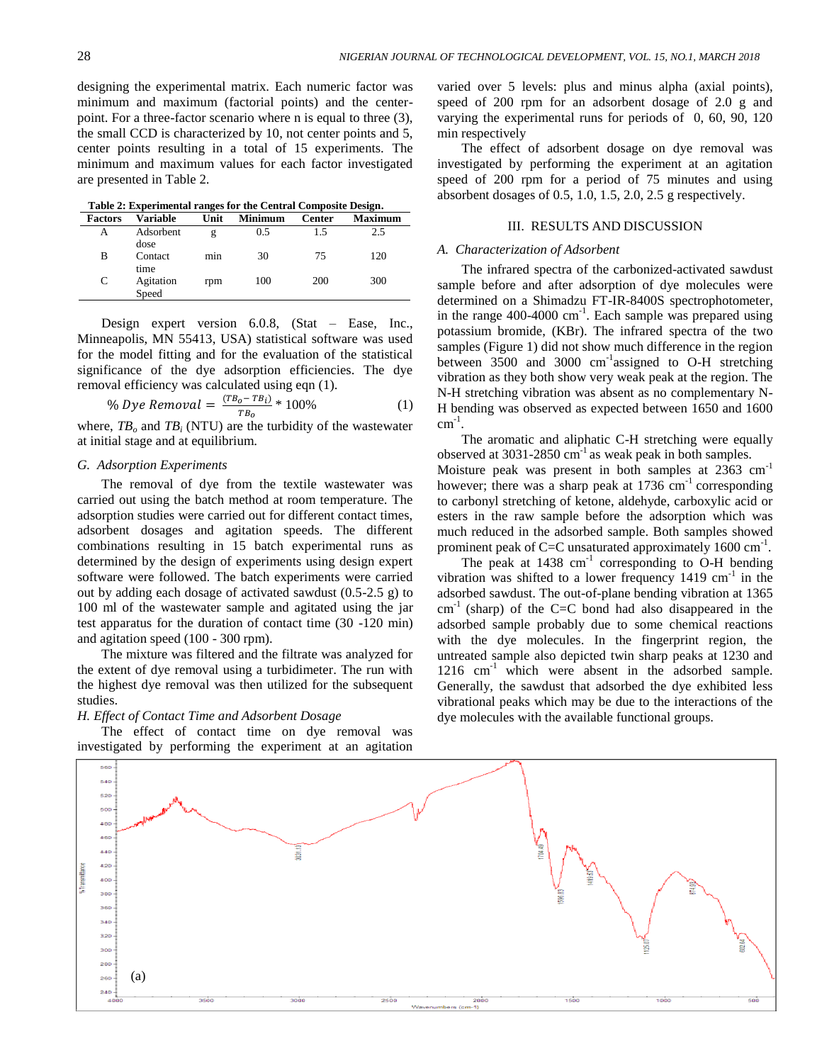designing the experimental matrix. Each numeric factor was minimum and maximum (factorial points) and the center-point. For a three-factor scenario where n is equal to three (3), the small CCD is characterized by 10, not center points and 5, center points resulting in a total of 15 experiments. The minimum and maximum values for each factor investigated are presented in Table 2.

**Table 2: Experimental ranges for the Central Composite Design.**

| Factors | Variable | Unit | Minimum | Center | Maximum |
|---|---|---|---|---|---|
| A | Adsorbent dose | g | 0.5 | 1.5 | 2.5 |
| B | Contact time | min | 30 | 75 | 120 |
| C | Agitation Speed | rpm | 100 | 200 | 300 |

Design expert version 6.0.8, (Stat – Ease, Inc., Minneapolis, MN 55413, USA) statistical software was used for the model fitting and for the evaluation of the statistical significance of the dye adsorption efficiencies. The dye removal efficiency was calculated using eqn (1).

$$\%\, Dye\ Removal = \frac{(TB_o - TB_i)}{TB_o} * 100\% \qquad (1)$$

where, $TB_o$ and $TB_i$ (NTU) are the turbidity of the wastewater at initial stage and at equilibrium.

### G. Adsorption Experiments

The removal of dye from the textile wastewater was carried out using the batch method at room temperature. The adsorption studies were carried out for different contact times, adsorbent dosages and agitation speeds. The different combinations resulting in 15 batch experimental runs as determined by the design of experiments using design expert software were followed. The batch experiments were carried out by adding each dosage of activated sawdust (0.5-2.5 g) to 100 ml of the wastewater sample and agitated using the jar test apparatus for the duration of contact time (30 -120 min) and agitation speed (100 - 300 rpm).

The mixture was filtered and the filtrate was analyzed for the extent of dye removal using a turbidimeter. The run with the highest dye removal was then utilized for the subsequent studies.

### H. Effect of Contact Time and Adsorbent Dosage

The effect of contact time on dye removal was investigated by performing the experiment at an agitation varied over 5 levels: plus and minus alpha (axial points), speed of 200 rpm for an adsorbent dosage of 2.0 g and varying the experimental runs for periods of 0, 60, 90, 120 min respectively

The effect of adsorbent dosage on dye removal was investigated by performing the experiment at an agitation speed of 200 rpm for a period of 75 minutes and using absorbent dosages of 0.5, 1.0, 1.5, 2.0, 2.5 g respectively.

## III. RESULTS AND DISCUSSION

### A. Characterization of Adsorbent

The infrared spectra of the carbonized-activated sawdust sample before and after adsorption of dye molecules were determined on a Shimadzu FT-IR-8400S spectrophotometer, in the range 400-4000 $cm^{-1}$. Each sample was prepared using potassium bromide, (KBr). The infrared spectra of the two samples (Figure 1) did not show much difference in the region between 3500 and 3000 $cm^{-1}$assigned to O-H stretching vibration as they both show very weak peak at the region. The N-H stretching vibration was absent as no complementary N-H bending was observed as expected between 1650 and 1600 $cm^{-1}$.

The aromatic and aliphatic C-H stretching were equally observed at 3031-2850 $cm^{-1}$ as weak peak in both samples. Moisture peak was present in both samples at 2363 $cm^{-1}$ however; there was a sharp peak at 1736 $cm^{-1}$ corresponding to carbonyl stretching of ketone, aldehyde, carboxylic acid or esters in the raw sample before the adsorption which was much reduced in the adsorbed sample. Both samples showed prominent peak of C=C unsaturated approximately 1600 $cm^{-1}$.

The peak at 1438 $cm^{-1}$ corresponding to O-H bending vibration was shifted to a lower frequency 1419 $cm^{-1}$ in the adsorbed sawdust. The out-of-plane bending vibration at 1365 $cm^{-1}$ (sharp) of the C=C bond had also disappeared in the adsorbed sample probably due to some chemical reactions with the dye molecules. In the fingerprint region, the untreated sample also depicted twin sharp peaks at 1230 and 1216 $cm^{-1}$ which were absent in the adsorbed sample. Generally, the sawdust that adsorbed the dye exhibited less vibrational peaks which may be due to the interactions of the dye molecules with the available functional groups.

(a)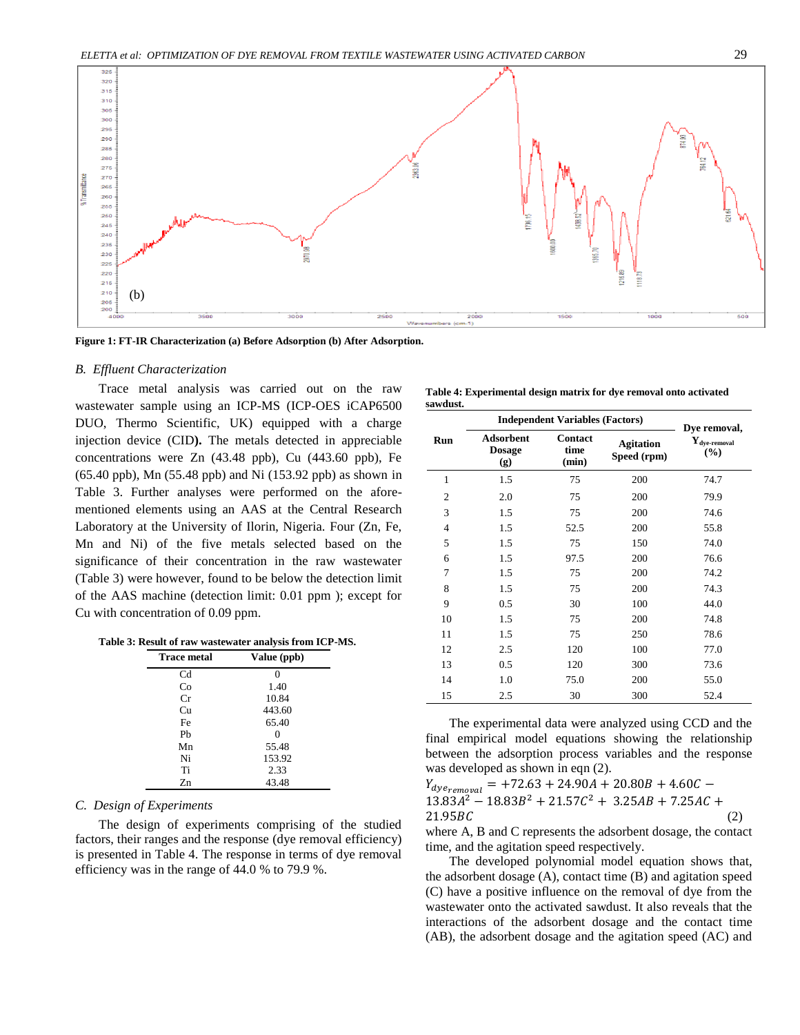Figure 1: FT-IR Characterization (a) Before Adsorption (b) After Adsorption.

### B. Effluent Characterization

Trace metal analysis was carried out on the raw wastewater sample using an ICP-MS (ICP-OES iCAP6500 DUO, Thermo Scientific, UK) equipped with a charge injection device (CID). The metals detected in appreciable concentrations were Zn (43.48 ppb), Cu (443.60 ppb), Fe (65.40 ppb), Mn (55.48 ppb) and Ni (153.92 ppb) as shown in Table 3. Further analyses were performed on the afore-mentioned elements using an AAS at the Central Research Laboratory at the University of Ilorin, Nigeria. Four (Zn, Fe, Mn and Ni) of the five metals selected based on the significance of their concentration in the raw wastewater (Table 3) were however, found to be below the detection limit of the AAS machine (detection limit: 0.01 ppm ); except for Cu with concentration of 0.09 ppm.

**Table 3: Result of raw wastewater analysis from ICP-MS.**

| Trace metal | Value (ppb) |
|---|---|
| Cd | 0 |
| Co | 1.40 |
| Cr | 10.84 |
| Cu | 443.60 |
| Fe | 65.40 |
| Pb | 0 |
| Mn | 55.48 |
| Ni | 153.92 |
| Ti | 2.33 |
| Zn | 43.48 |

### C. Design of Experiments

The design of experiments comprising of the studied factors, their ranges and the response (dye removal efficiency) is presented in Table 4. The response in terms of dye removal efficiency was in the range of 44.0 % to 79.9 %.

**Table 4: Experimental design matrix for dye removal onto activated sawdust.**

| Run | Independent Variables (Factors) | | | Dye removal, $Y_{dye\text{-}removal}$ (%) |
|---|---|---|---|---|
| | Adsorbent Dosage (g) | Contact time (min) | Agitation Speed (rpm) | |
| 1 | 1.5 | 75 | 200 | 74.7 |
| 2 | 2.0 | 75 | 200 | 79.9 |
| 3 | 1.5 | 75 | 200 | 74.6 |
| 4 | 1.5 | 52.5 | 200 | 55.8 |
| 5 | 1.5 | 75 | 150 | 74.0 |
| 6 | 1.5 | 97.5 | 200 | 76.6 |
| 7 | 1.5 | 75 | 200 | 74.2 |
| 8 | 1.5 | 75 | 200 | 74.3 |
| 9 | 0.5 | 30 | 100 | 44.0 |
| 10 | 1.5 | 75 | 200 | 74.8 |
| 11 | 1.5 | 75 | 250 | 78.6 |
| 12 | 2.5 | 120 | 100 | 77.0 |
| 13 | 0.5 | 120 | 300 | 73.6 |
| 14 | 1.0 | 75.0 | 200 | 55.0 |
| 15 | 2.5 | 30 | 300 | 52.4 |

The experimental data were analyzed using CCD and the final empirical model equations showing the relationship between the adsorption process variables and the response was developed as shown in eqn (2).

$$Y_{dye_{removal}} = +72.63 + 24.90A + 20.80B + 4.60C - 13.83A^2 - 18.83B^2 + 21.57C^2 + 3.25AB + 7.25AC + 21.95BC \quad (2)$$

where A, B and C represents the adsorbent dosage, the contact time, and the agitation speed respectively.

The developed polynomial model equation shows that, the adsorbent dosage (A), contact time (B) and agitation speed (C) have a positive influence on the removal of dye from the wastewater onto the activated sawdust. It also reveals that the interactions of the adsorbent dosage and the contact time (AB), the adsorbent dosage and the agitation speed (AC) and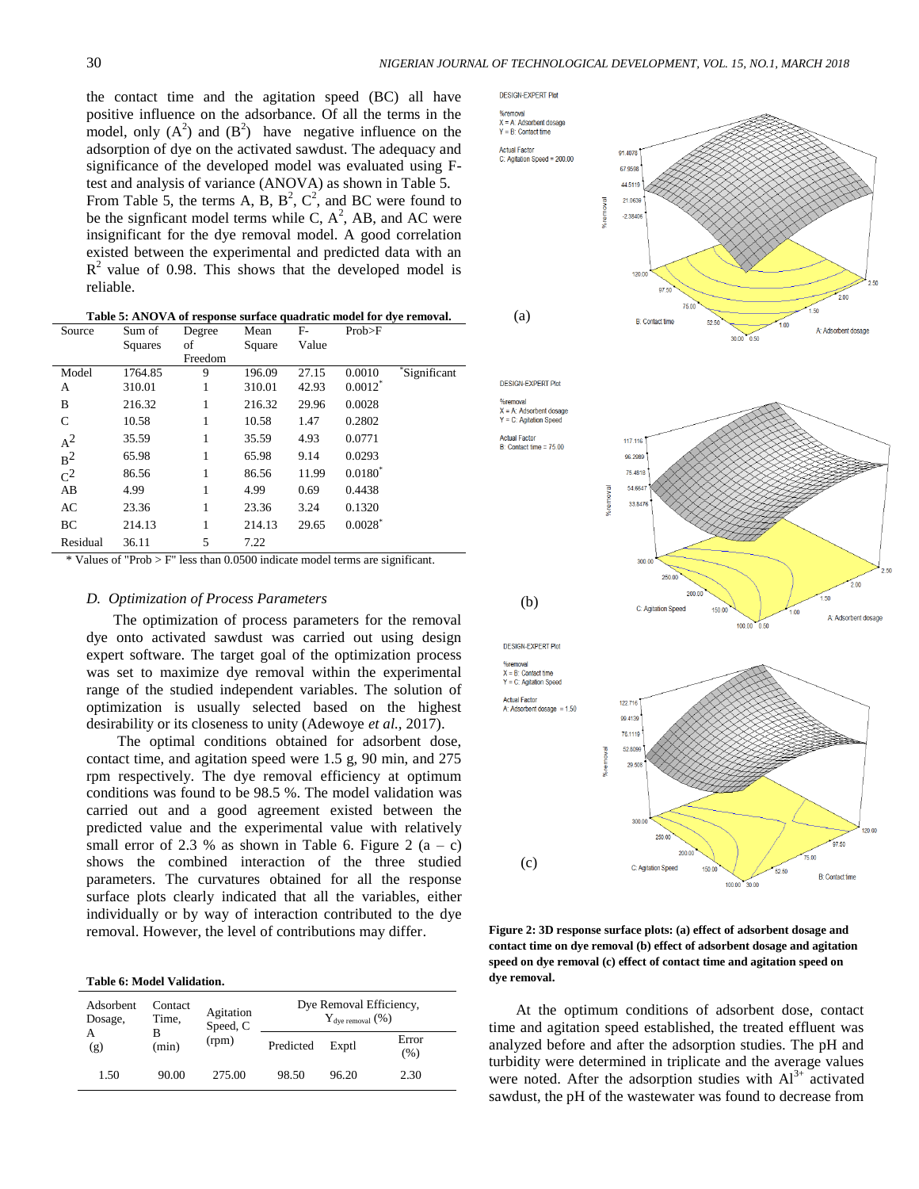the contact time and the agitation speed (BC) all have positive influence on the adsorbance. Of all the terms in the model, only ($A^2$) and ($B^2$) have negative influence on the adsorption of dye on the activated sawdust. The adequacy and significance of the developed model was evaluated using F-test and analysis of variance (ANOVA) as shown in Table 5. From Table 5, the terms A, B, $B^2$, $C^2$, and BC were found to be the signficant model terms while C, $A^2$, AB, and AC were insignificant for the dye removal model. A good correlation existed between the experimental and predicted data with an $R^2$ value of 0.98. This shows that the developed model is reliable.

**Table 5: ANOVA of response surface quadratic model for dye removal.**

| Source | Sum of Squares | Degree of Freedom | Mean Square | F-Value | Prob>F | |
|---|---|---|---|---|---|---|
| Model | 1764.85 | 9 | 196.09 | 27.15 | 0.0010 | *Significant |
| A | 310.01 | 1 | 310.01 | 42.93 | 0.0012* | |
| B | 216.32 | 1 | 216.32 | 29.96 | 0.0028 | |
| C | 10.58 | 1 | 10.58 | 1.47 | 0.2802 | |
| $A^2$ | 35.59 | 1 | 35.59 | 4.93 | 0.0771 | |
| $B^2$ | 65.98 | 1 | 65.98 | 9.14 | 0.0293 | |
| $C^2$ | 86.56 | 1 | 86.56 | 11.99 | 0.0180* | |
| AB | 4.99 | 1 | 4.99 | 0.69 | 0.4438 | |
| AC | 23.36 | 1 | 23.36 | 3.24 | 0.1320 | |
| BC | 214.13 | 1 | 214.13 | 29.65 | 0.0028* | |
| Residual | 36.11 | 5 | 7.22 | | | |

\* Values of "Prob > F" less than 0.0500 indicate model terms are significant.

### D. *Optimization of Process Parameters*

The optimization of process parameters for the removal dye onto activated sawdust was carried out using design expert software. The target goal of the optimization process was set to maximize dye removal within the experimental range of the studied independent variables. The solution of optimization is usually selected based on the highest desirability or its closeness to unity (Adewoye *et al.,* 2017).

The optimal conditions obtained for adsorbent dose, contact time, and agitation speed were 1.5 g, 90 min, and 275 rpm respectively. The dye removal efficiency at optimum conditions was found to be 98.5 %. The model validation was carried out and a good agreement existed between the predicted value and the experimental value with relatively small error of 2.3 % as shown in Table 6. Figure 2 (a – c) shows the combined interaction of the three studied parameters. The curvatures obtained for all the response surface plots clearly indicated that all the variables, either individually or by way of interaction contributed to the dye removal. However, the level of contributions may differ.

**Table 6: Model Validation.**

| Adsorbent Dosage, A (g) | Contact Time, B (min) | Agitation Speed, C (rpm) | Dye Removal Efficiency, $Y_{dye\ removal}$ (%) | | |
|---|---|---|---|---|---|
| | | | Predicted | Exptl | Error (%) |
| 1.50 | 90.00 | 275.00 | 98.50 | 96.20 | 2.30 |

**Figure 2: 3D response surface plots: (a) effect of adsorbent dosage and contact time on dye removal (b) effect of adsorbent dosage and agitation speed on dye removal (c) effect of contact time and agitation speed on dye removal.**

At the optimum conditions of adsorbent dose, contact time and agitation speed established, the treated effluent was analyzed before and after the adsorption studies. The pH and turbidity were determined in triplicate and the average values were noted. After the adsorption studies with $Al^{3+}$ activated sawdust, the pH of the wastewater was found to decrease from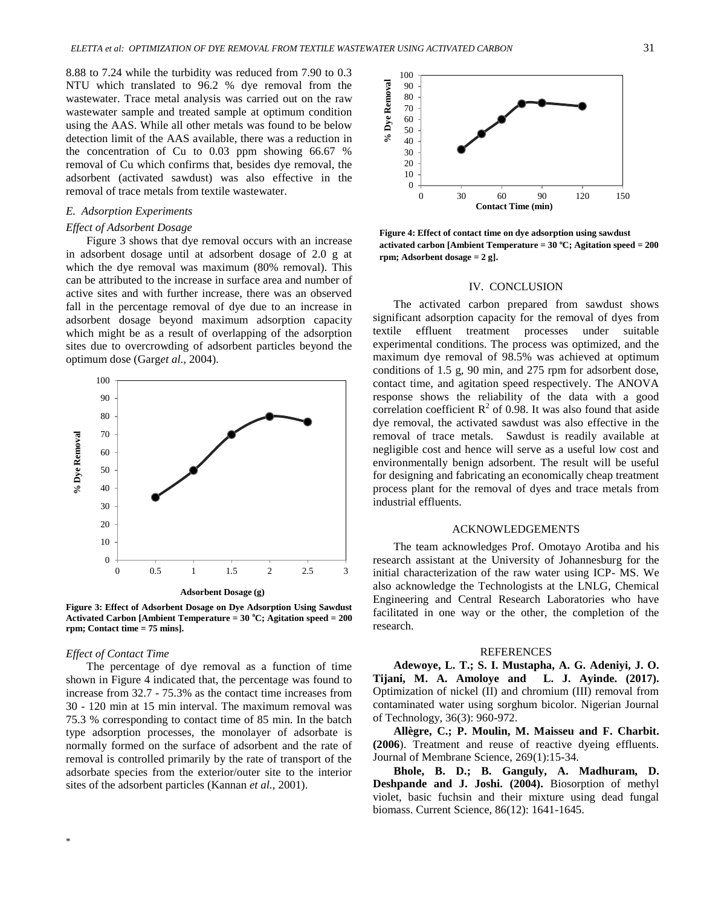8.88 to 7.24 while the turbidity was reduced from 7.90 to 0.3 NTU which translated to 96.2 % dye removal from the wastewater. Trace metal analysis was carried out on the raw wastewater sample and treated sample at optimum condition using the AAS. While all other metals was found to be below detection limit of the AAS available, there was a reduction in the concentration of Cu to 0.03 ppm showing 66.67 % removal of Cu which confirms that, besides dye removal, the adsorbent (activated sawdust) was also effective in the removal of trace metals from textile wastewater.

### *E. Adsorption Experiments*

*Effect of Adsorbent Dosage*

Figure 3 shows that dye removal occurs with an increase in adsorbent dosage until at adsorbent dosage of 2.0 g at which the dye removal was maximum (80% removal). This can be attributed to the increase in surface area and number of active sites and with further increase, there was an observed fall in the percentage removal of dye due to an increase in adsorbent dosage beyond maximum adsorption capacity which might be as a result of overlapping of the adsorption sites due to overcrowding of adsorbent particles beyond the optimum dose (Garg*et al.,* 2004).

**Figure 3: Effect of Adsorbent Dosage on Dye Adsorption Using Sawdust Activated Carbon [Ambient Temperature = 30 °C; Agitation speed = 200 rpm; Contact time = 75 mins].**

*Effect of Contact Time*

The percentage of dye removal as a function of time shown in Figure 4 indicated that, the percentage was found to increase from 32.7 - 75.3% as the contact time increases from 30 - 120 min at 15 min interval. The maximum removal was 75.3 % corresponding to contact time of 85 min. In the batch type adsorption processes, the monolayer of adsorbate is normally formed on the surface of adsorbent and the rate of removal is controlled primarily by the rate of transport of the adsorbate species from the exterior/outer site to the interior sites of the adsorbent particles (Kannan *et al.,* 2001).

**Figure 4: Effect of contact time on dye adsorption using sawdust activated carbon [Ambient Temperature = 30 °C; Agitation speed = 200 rpm; Adsorbent dosage = 2 g].**

## IV. CONCLUSION

The activated carbon prepared from sawdust shows significant adsorption capacity for the removal of dyes from textile effluent treatment processes under suitable experimental conditions. The process was optimized, and the maximum dye removal of 98.5% was achieved at optimum conditions of 1.5 g, 90 min, and 275 rpm for adsorbent dose, contact time, and agitation speed respectively. The ANOVA response shows the reliability of the data with a good correlation coefficient $R^2$ of 0.98. It was also found that aside dye removal, the activated sawdust was also effective in the removal of trace metals. Sawdust is readily available at negligible cost and hence will serve as a useful low cost and environmentally benign adsorbent. The result will be useful for designing and fabricating an economically cheap treatment process plant for the removal of dyes and trace metals from industrial effluents.

## ACKNOWLEDGEMENTS

The team acknowledges Prof. Omotayo Arotiba and his research assistant at the University of Johannesburg for the initial characterization of the raw water using ICP- MS. We also acknowledge the Technologists at the LNLG, Chemical Engineering and Central Research Laboratories who have facilitated in one way or the other, the completion of the research.

## REFERENCES

**Adewoye, L. T.; S. I. Mustapha, A. G. Adeniyi, J. O. Tijani, M. A. Amoloye and L. J. Ayinde. (2017).** Optimization of nickel (II) and chromium (III) removal from contaminated water using sorghum bicolor. Nigerian Journal of Technology, 36(3): 960-972.

**Allègre, C.; P. Moulin, M. Maisseu and F. Charbit. (2006**). Treatment and reuse of reactive dyeing effluents. Journal of Membrane Science, 269(1):15-34.

**Bhole, B. D.; B. Ganguly, A. Madhuram, D. Deshpande and J. Joshi. (2004).** Biosorption of methyl violet, basic fuchsin and their mixture using dead fungal biomass. Current Science, 86(12): 1641-1645.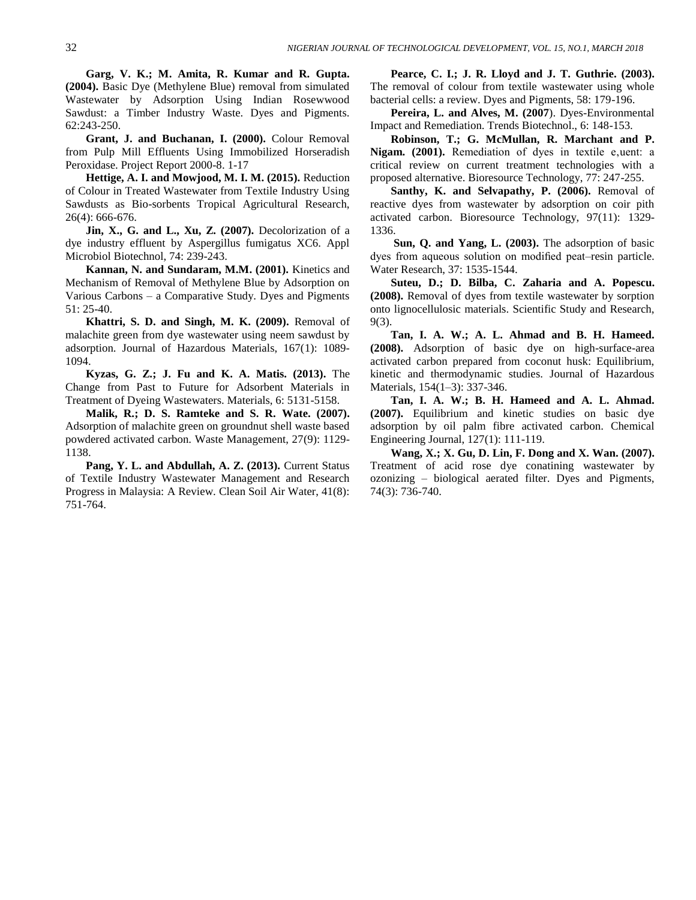**Garg, V. K.; M. Amita, R. Kumar and R. Gupta. (2004).** Basic Dye (Methylene Blue) removal from simulated Wastewater by Adsorption Using Indian Rosewwood Sawdust: a Timber Industry Waste. Dyes and Pigments. 62:243-250.

**Grant, J. and Buchanan, I. (2000).** Colour Removal from Pulp Mill Effluents Using Immobilized Horseradish Peroxidase. Project Report 2000-8. 1-17

**Hettige, A. I. and Mowjood, M. I. M. (2015).** Reduction of Colour in Treated Wastewater from Textile Industry Using Sawdusts as Bio-sorbents Tropical Agricultural Research, 26(4): 666-676.

**Jin, X., G. and L., Xu, Z. (2007).** Decolorization of a dye industry effluent by Aspergillus fumigatus XC6. Appl Microbiol Biotechnol, 74: 239-243.

**Kannan, N. and Sundaram, M.M. (2001).** Kinetics and Mechanism of Removal of Methylene Blue by Adsorption on Various Carbons – a Comparative Study. Dyes and Pigments 51: 25-40.

**Khattri, S. D. and Singh, M. K. (2009).** Removal of malachite green from dye wastewater using neem sawdust by adsorption. Journal of Hazardous Materials, 167(1): 1089-1094.

**Kyzas, G. Z.; J. Fu and K. A. Matis. (2013).** The Change from Past to Future for Adsorbent Materials in Treatment of Dyeing Wastewaters. Materials, 6: 5131-5158.

**Malik, R.; D. S. Ramteke and S. R. Wate. (2007).** Adsorption of malachite green on groundnut shell waste based powdered activated carbon. Waste Management, 27(9): 1129-1138.

**Pang, Y. L. and Abdullah, A. Z. (2013).** Current Status of Textile Industry Wastewater Management and Research Progress in Malaysia: A Review. Clean Soil Air Water, 41(8): 751-764.

**Pearce, C. I.; J. R. Lloyd and J. T. Guthrie. (2003).** The removal of colour from textile wastewater using whole bacterial cells: a review. Dyes and Pigments, 58: 179-196.

**Pereira, L. and Alves, M. (2007**). Dyes-Environmental Impact and Remediation. Trends Biotechnol., 6: 148-153.

**Robinson, T.; G. McMullan, R. Marchant and P. Nigam. (2001).** Remediation of dyes in textile e,uent: a critical review on current treatment technologies with a proposed alternative. Bioresource Technology, 77: 247-255.

**Santhy, K. and Selvapathy, P. (2006).** Removal of reactive dyes from wastewater by adsorption on coir pith activated carbon. Bioresource Technology, 97(11): 1329-1336.

**Sun, Q. and Yang, L. (2003).** The adsorption of basic dyes from aqueous solution on modified peat–resin particle. Water Research, 37: 1535-1544.

**Suteu, D.; D. Bilba, C. Zaharia and A. Popescu. (2008).** Removal of dyes from textile wastewater by sorption onto lignocellulosic materials. Scientific Study and Research, 9(3).

**Tan, I. A. W.; A. L. Ahmad and B. H. Hameed. (2008).** Adsorption of basic dye on high-surface-area activated carbon prepared from coconut husk: Equilibrium, kinetic and thermodynamic studies. Journal of Hazardous Materials, 154(1–3): 337-346.

**Tan, I. A. W.; B. H. Hameed and A. L. Ahmad. (2007).** Equilibrium and kinetic studies on basic dye adsorption by oil palm fibre activated carbon. Chemical Engineering Journal, 127(1): 111-119.

**Wang, X.; X. Gu, D. Lin, F. Dong and X. Wan. (2007).** Treatment of acid rose dye conatining wastewater by ozonizing – biological aerated filter. Dyes and Pigments, 74(3): 736-740.